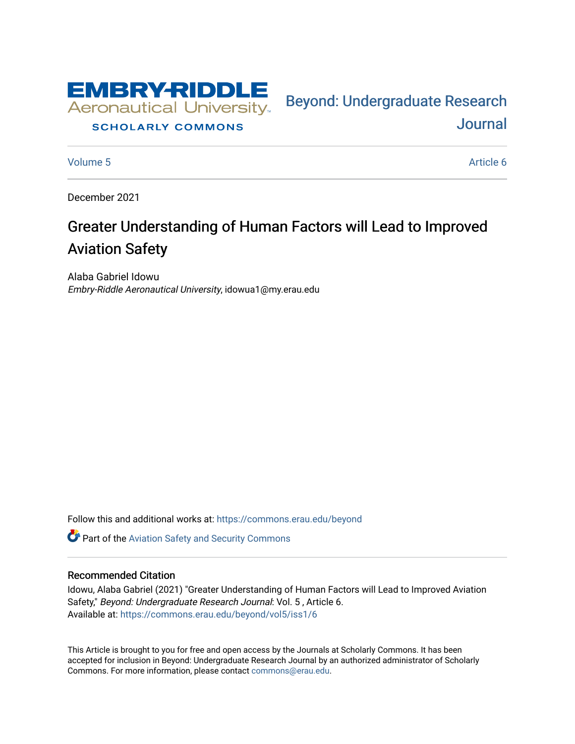EMBRY-RIDDLE
Aeronautical University
SCHOLARLY COMMONS

Beyond: Undergraduate Research Journal

Volume 5 | Article 6

December 2021

# Greater Understanding of Human Factors will Lead to Improved Aviation Safety

Alaba Gabriel Idowu
*Embry-Riddle Aeronautical University*, idowua1@my.erau.edu

Follow this and additional works at: https://commons.erau.edu/beyond

Part of the Aviation Safety and Security Commons

## Recommended Citation

Idowu, Alaba Gabriel (2021) "Greater Understanding of Human Factors will Lead to Improved Aviation Safety," *Beyond: Undergraduate Research Journal*: Vol. 5 , Article 6.
Available at: https://commons.erau.edu/beyond/vol5/iss1/6

This Article is brought to you for free and open access by the Journals at Scholarly Commons. It has been accepted for inclusion in Beyond: Undergraduate Research Journal by an authorized administrator of Scholarly Commons. For more information, please contact commons@erau.edu.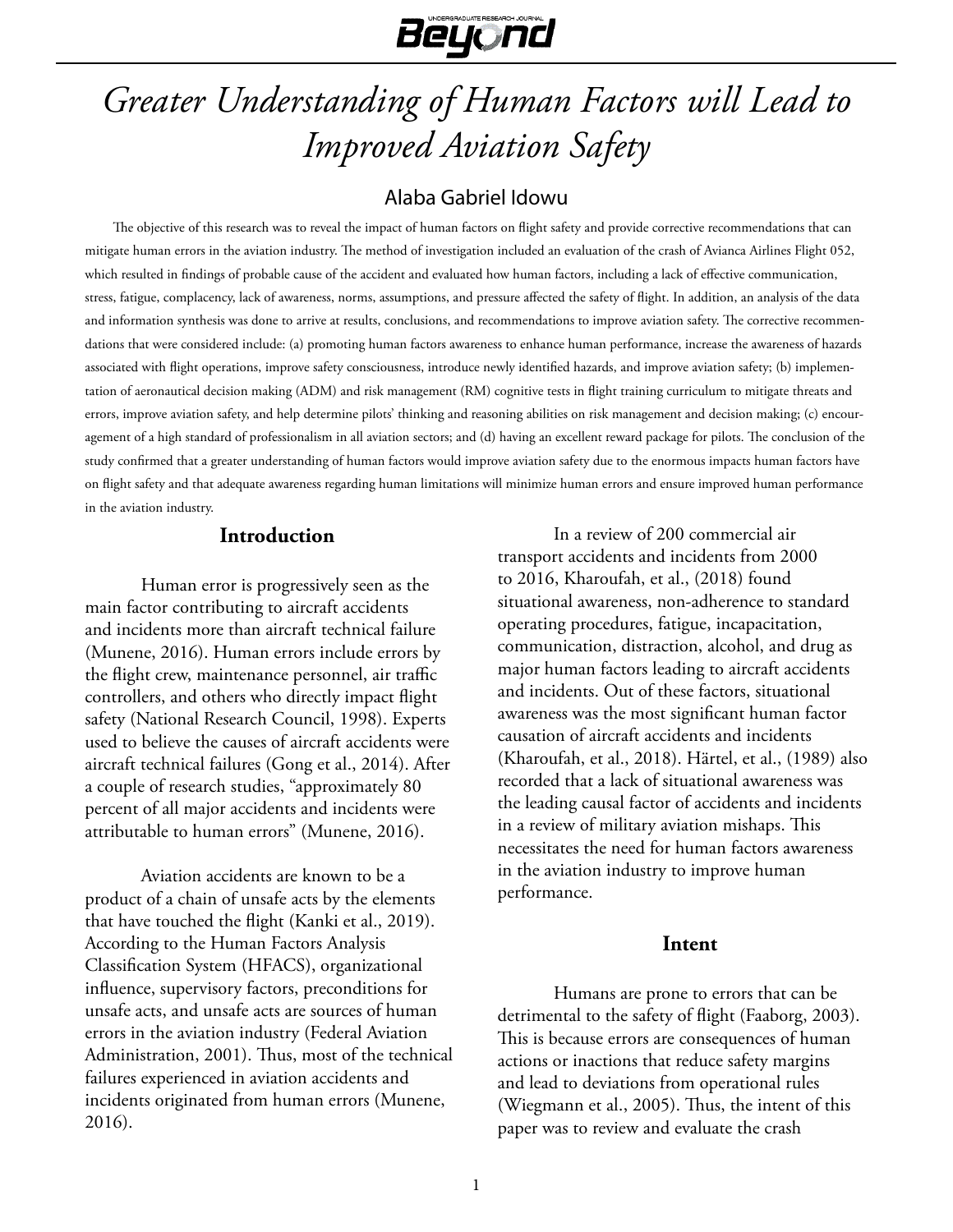# Greater Understanding of Human Factors will Lead to Improved Aviation Safety

Alaba Gabriel Idowu

The objective of this research was to reveal the impact of human factors on flight safety and provide corrective recommendations that can mitigate human errors in the aviation industry. The method of investigation included an evaluation of the crash of Avianca Airlines Flight 052, which resulted in findings of probable cause of the accident and evaluated how human factors, including a lack of effective communication, stress, fatigue, complacency, lack of awareness, norms, assumptions, and pressure affected the safety of flight. In addition, an analysis of the data and information synthesis was done to arrive at results, conclusions, and recommendations to improve aviation safety. The corrective recommendations that were considered include: (a) promoting human factors awareness to enhance human performance, increase the awareness of hazards associated with flight operations, improve safety consciousness, introduce newly identified hazards, and improve aviation safety; (b) implementation of aeronautical decision making (ADM) and risk management (RM) cognitive tests in flight training curriculum to mitigate threats and errors, improve aviation safety, and help determine pilots' thinking and reasoning abilities on risk management and decision making; (c) encouragement of a high standard of professionalism in all aviation sectors; and (d) having an excellent reward package for pilots. The conclusion of the study confirmed that a greater understanding of human factors would improve aviation safety due to the enormous impacts human factors have on flight safety and that adequate awareness regarding human limitations will minimize human errors and ensure improved human performance in the aviation industry.

## Introduction

Human error is progressively seen as the main factor contributing to aircraft accidents and incidents more than aircraft technical failure (Munene, 2016). Human errors include errors by the flight crew, maintenance personnel, air traffic controllers, and others who directly impact flight safety (National Research Council, 1998). Experts used to believe the causes of aircraft accidents were aircraft technical failures (Gong et al., 2014). After a couple of research studies, "approximately 80 percent of all major accidents and incidents were attributable to human errors" (Munene, 2016).

Aviation accidents are known to be a product of a chain of unsafe acts by the elements that have touched the flight (Kanki et al., 2019). According to the Human Factors Analysis Classification System (HFACS), organizational influence, supervisory factors, preconditions for unsafe acts, and unsafe acts are sources of human errors in the aviation industry (Federal Aviation Administration, 2001). Thus, most of the technical failures experienced in aviation accidents and incidents originated from human errors (Munene, 2016).

In a review of 200 commercial air transport accidents and incidents from 2000 to 2016, Kharoufah, et al., (2018) found situational awareness, non-adherence to standard operating procedures, fatigue, incapacitation, communication, distraction, alcohol, and drug as major human factors leading to aircraft accidents and incidents. Out of these factors, situational awareness was the most significant human factor causation of aircraft accidents and incidents (Kharoufah, et al., 2018). Härtel, et al., (1989) also recorded that a lack of situational awareness was the leading causal factor of accidents and incidents in a review of military aviation mishaps. This necessitates the need for human factors awareness in the aviation industry to improve human performance.

## Intent

Humans are prone to errors that can be detrimental to the safety of flight (Faaborg, 2003). This is because errors are consequences of human actions or inactions that reduce safety margins and lead to deviations from operational rules (Wiegmann et al., 2005). Thus, the intent of this paper was to review and evaluate the crash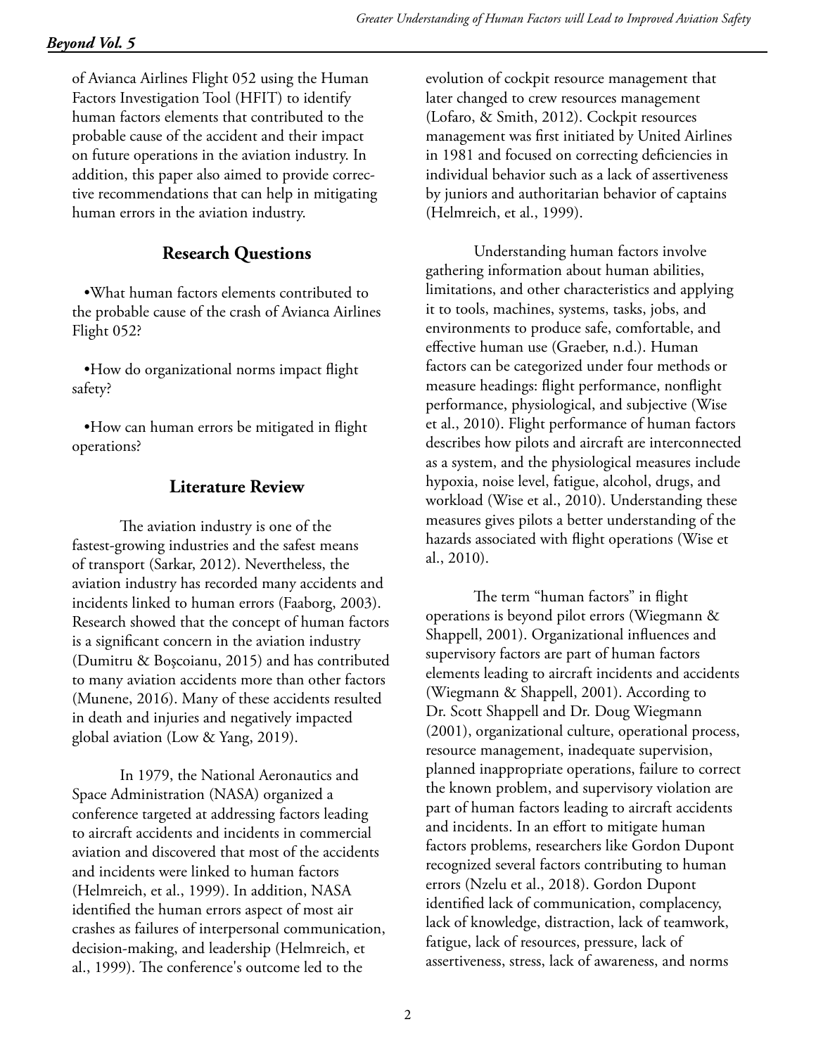of Avianca Airlines Flight 052 using the Human Factors Investigation Tool (HFIT) to identify human factors elements that contributed to the probable cause of the accident and their impact on future operations in the aviation industry. In addition, this paper also aimed to provide corrective recommendations that can help in mitigating human errors in the aviation industry.

## Research Questions

•What human factors elements contributed to the probable cause of the crash of Avianca Airlines Flight 052?

•How do organizational norms impact flight safety?

•How can human errors be mitigated in flight operations?

## Literature Review

The aviation industry is one of the fastest-growing industries and the safest means of transport (Sarkar, 2012). Nevertheless, the aviation industry has recorded many accidents and incidents linked to human errors (Faaborg, 2003). Research showed that the concept of human factors is a significant concern in the aviation industry (Dumitru & Boşcoianu, 2015) and has contributed to many aviation accidents more than other factors (Munene, 2016). Many of these accidents resulted in death and injuries and negatively impacted global aviation (Low & Yang, 2019).

In 1979, the National Aeronautics and Space Administration (NASA) organized a conference targeted at addressing factors leading to aircraft accidents and incidents in commercial aviation and discovered that most of the accidents and incidents were linked to human factors (Helmreich, et al., 1999). In addition, NASA identified the human errors aspect of most air crashes as failures of interpersonal communication, decision-making, and leadership (Helmreich, et al., 1999). The conference's outcome led to the evolution of cockpit resource management that later changed to crew resources management (Lofaro, & Smith, 2012). Cockpit resources management was first initiated by United Airlines in 1981 and focused on correcting deficiencies in individual behavior such as a lack of assertiveness by juniors and authoritarian behavior of captains (Helmreich, et al., 1999).

Understanding human factors involve gathering information about human abilities, limitations, and other characteristics and applying it to tools, machines, systems, tasks, jobs, and environments to produce safe, comfortable, and effective human use (Graeber, n.d.). Human factors can be categorized under four methods or measure headings: flight performance, nonflight performance, physiological, and subjective (Wise et al., 2010). Flight performance of human factors describes how pilots and aircraft are interconnected as a system, and the physiological measures include hypoxia, noise level, fatigue, alcohol, drugs, and workload (Wise et al., 2010). Understanding these measures gives pilots a better understanding of the hazards associated with flight operations (Wise et al., 2010).

The term "human factors" in flight operations is beyond pilot errors (Wiegmann & Shappell, 2001). Organizational influences and supervisory factors are part of human factors elements leading to aircraft incidents and accidents (Wiegmann & Shappell, 2001). According to Dr. Scott Shappell and Dr. Doug Wiegmann (2001), organizational culture, operational process, resource management, inadequate supervision, planned inappropriate operations, failure to correct the known problem, and supervisory violation are part of human factors leading to aircraft accidents and incidents. In an effort to mitigate human factors problems, researchers like Gordon Dupont recognized several factors contributing to human errors (Nzelu et al., 2018). Gordon Dupont identified lack of communication, complacency, lack of knowledge, distraction, lack of teamwork, fatigue, lack of resources, pressure, lack of assertiveness, stress, lack of awareness, and norms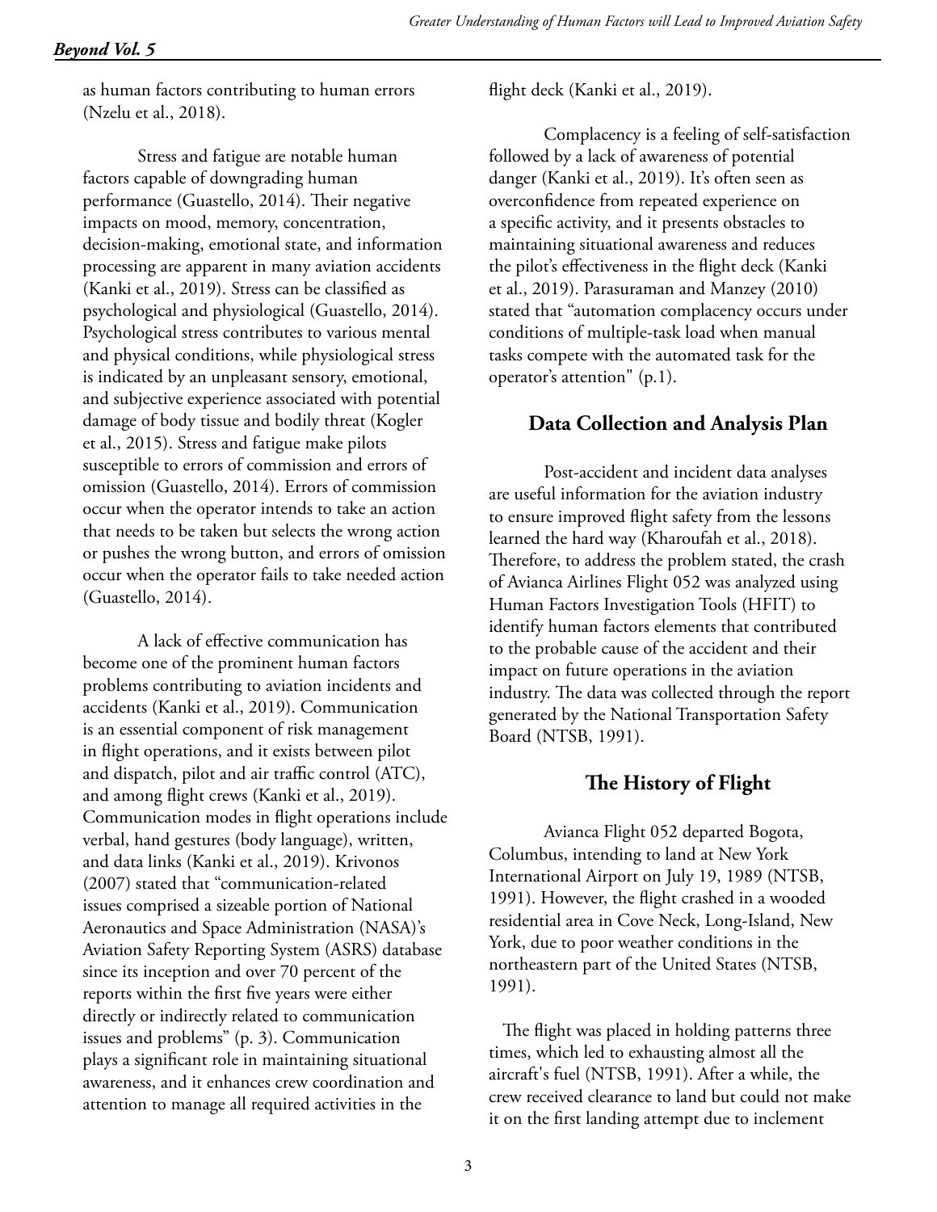as human factors contributing to human errors (Nzelu et al., 2018).

Stress and fatigue are notable human factors capable of downgrading human performance (Guastello, 2014). Their negative impacts on mood, memory, concentration, decision-making, emotional state, and information processing are apparent in many aviation accidents (Kanki et al., 2019). Stress can be classified as psychological and physiological (Guastello, 2014). Psychological stress contributes to various mental and physical conditions, while physiological stress is indicated by an unpleasant sensory, emotional, and subjective experience associated with potential damage of body tissue and bodily threat (Kogler et al., 2015). Stress and fatigue make pilots susceptible to errors of commission and errors of omission (Guastello, 2014). Errors of commission occur when the operator intends to take an action that needs to be taken but selects the wrong action or pushes the wrong button, and errors of omission occur when the operator fails to take needed action (Guastello, 2014).

A lack of effective communication has become one of the prominent human factors problems contributing to aviation incidents and accidents (Kanki et al., 2019). Communication is an essential component of risk management in flight operations, and it exists between pilot and dispatch, pilot and air traffic control (ATC), and among flight crews (Kanki et al., 2019). Communication modes in flight operations include verbal, hand gestures (body language), written, and data links (Kanki et al., 2019). Krivonos (2007) stated that "communication-related issues comprised a sizeable portion of National Aeronautics and Space Administration (NASA)'s Aviation Safety Reporting System (ASRS) database since its inception and over 70 percent of the reports within the first five years were either directly or indirectly related to communication issues and problems" (p. 3). Communication plays a significant role in maintaining situational awareness, and it enhances crew coordination and attention to manage all required activities in the flight deck (Kanki et al., 2019).

Complacency is a feeling of self-satisfaction followed by a lack of awareness of potential danger (Kanki et al., 2019). It's often seen as overconfidence from repeated experience on a specific activity, and it presents obstacles to maintaining situational awareness and reduces the pilot's effectiveness in the flight deck (Kanki et al., 2019). Parasuraman and Manzey (2010) stated that "automation complacency occurs under conditions of multiple-task load when manual tasks compete with the automated task for the operator's attention" (p.1).

## Data Collection and Analysis Plan

Post-accident and incident data analyses are useful information for the aviation industry to ensure improved flight safety from the lessons learned the hard way (Kharoufah et al., 2018). Therefore, to address the problem stated, the crash of Avianca Airlines Flight 052 was analyzed using Human Factors Investigation Tools (HFIT) to identify human factors elements that contributed to the probable cause of the accident and their impact on future operations in the aviation industry. The data was collected through the report generated by the National Transportation Safety Board (NTSB, 1991).

## The History of Flight

Avianca Flight 052 departed Bogota, Columbus, intending to land at New York International Airport on July 19, 1989 (NTSB, 1991). However, the flight crashed in a wooded residential area in Cove Neck, Long-Island, New York, due to poor weather conditions in the northeastern part of the United States (NTSB, 1991).

The flight was placed in holding patterns three times, which led to exhausting almost all the aircraft's fuel (NTSB, 1991). After a while, the crew received clearance to land but could not make it on the first landing attempt due to inclement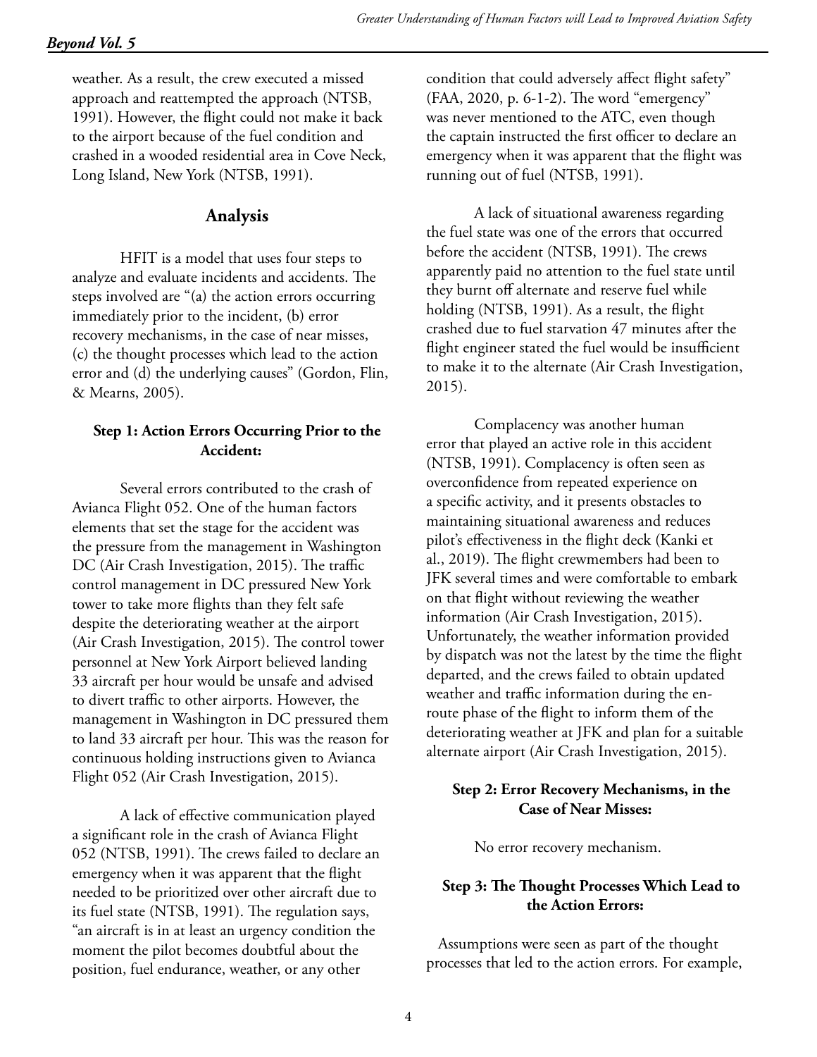weather. As a result, the crew executed a missed approach and reattempted the approach (NTSB, 1991). However, the flight could not make it back to the airport because of the fuel condition and crashed in a wooded residential area in Cove Neck, Long Island, New York (NTSB, 1991).

## Analysis

HFIT is a model that uses four steps to analyze and evaluate incidents and accidents. The steps involved are "(a) the action errors occurring immediately prior to the incident, (b) error recovery mechanisms, in the case of near misses, (c) the thought processes which lead to the action error and (d) the underlying causes" (Gordon, Flin, & Mearns, 2005).

### Step 1: Action Errors Occurring Prior to the Accident:

Several errors contributed to the crash of Avianca Flight 052. One of the human factors elements that set the stage for the accident was the pressure from the management in Washington DC (Air Crash Investigation, 2015). The traffic control management in DC pressured New York tower to take more flights than they felt safe despite the deteriorating weather at the airport (Air Crash Investigation, 2015). The control tower personnel at New York Airport believed landing 33 aircraft per hour would be unsafe and advised to divert traffic to other airports. However, the management in Washington in DC pressured them to land 33 aircraft per hour. This was the reason for continuous holding instructions given to Avianca Flight 052 (Air Crash Investigation, 2015).

A lack of effective communication played a significant role in the crash of Avianca Flight 052 (NTSB, 1991). The crews failed to declare an emergency when it was apparent that the flight needed to be prioritized over other aircraft due to its fuel state (NTSB, 1991). The regulation says, "an aircraft is in at least an urgency condition the moment the pilot becomes doubtful about the position, fuel endurance, weather, or any other condition that could adversely affect flight safety" (FAA, 2020, p. 6-1-2). The word "emergency" was never mentioned to the ATC, even though the captain instructed the first officer to declare an emergency when it was apparent that the flight was running out of fuel (NTSB, 1991).

A lack of situational awareness regarding the fuel state was one of the errors that occurred before the accident (NTSB, 1991). The crews apparently paid no attention to the fuel state until they burnt off alternate and reserve fuel while holding (NTSB, 1991). As a result, the flight crashed due to fuel starvation 47 minutes after the flight engineer stated the fuel would be insufficient to make it to the alternate (Air Crash Investigation, 2015).

Complacency was another human error that played an active role in this accident (NTSB, 1991). Complacency is often seen as overconfidence from repeated experience on a specific activity, and it presents obstacles to maintaining situational awareness and reduces pilot's effectiveness in the flight deck (Kanki et al., 2019). The flight crewmembers had been to JFK several times and were comfortable to embark on that flight without reviewing the weather information (Air Crash Investigation, 2015). Unfortunately, the weather information provided by dispatch was not the latest by the time the flight departed, and the crews failed to obtain updated weather and traffic information during the en-route phase of the flight to inform them of the deteriorating weather at JFK and plan for a suitable alternate airport (Air Crash Investigation, 2015).

### Step 2: Error Recovery Mechanisms, in the Case of Near Misses:

No error recovery mechanism.

### Step 3: The Thought Processes Which Lead to the Action Errors:

Assumptions were seen as part of the thought processes that led to the action errors. For example,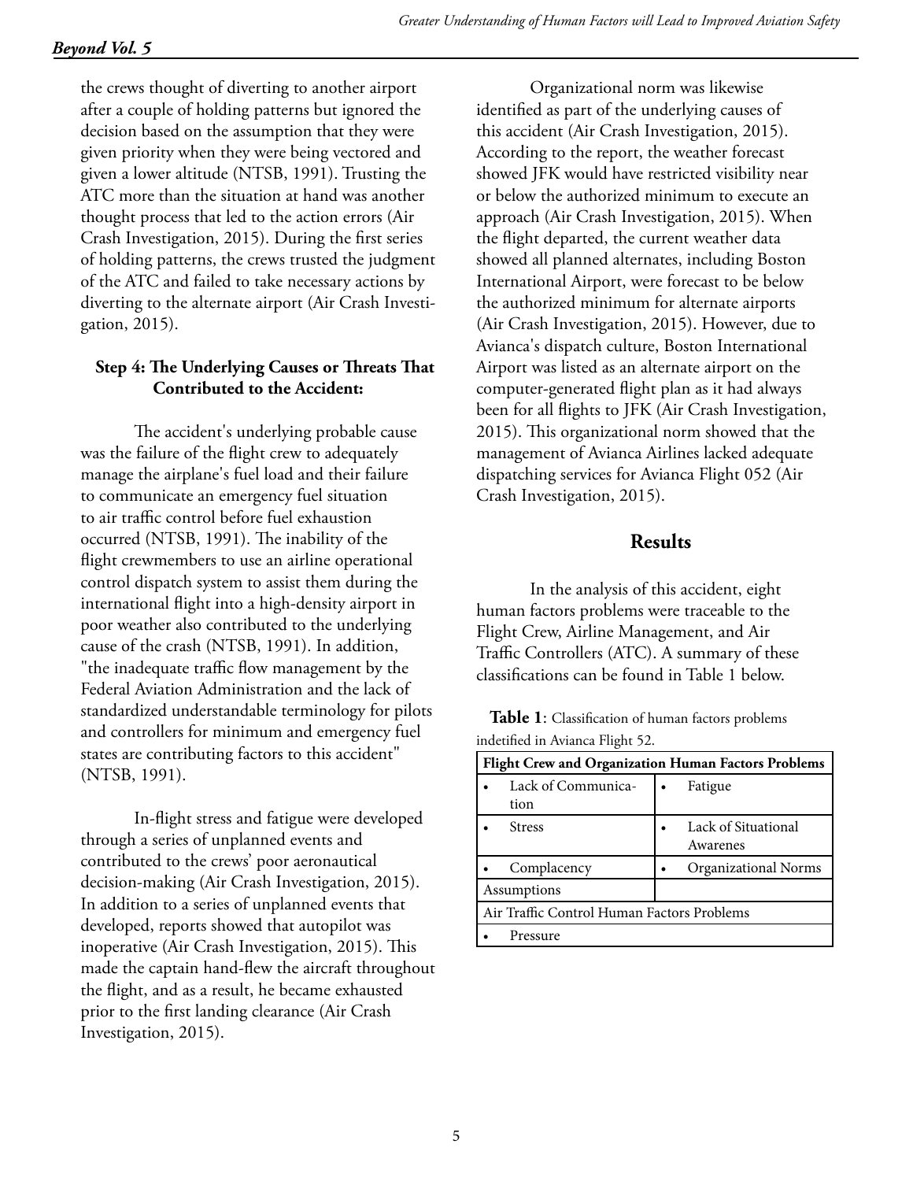the crews thought of diverting to another airport after a couple of holding patterns but ignored the decision based on the assumption that they were given priority when they were being vectored and given a lower altitude (NTSB, 1991). Trusting the ATC more than the situation at hand was another thought process that led to the action errors (Air Crash Investigation, 2015). During the first series of holding patterns, the crews trusted the judgment of the ATC and failed to take necessary actions by diverting to the alternate airport (Air Crash Investigation, 2015).

### Step 4: The Underlying Causes or Threats That Contributed to the Accident:

The accident's underlying probable cause was the failure of the flight crew to adequately manage the airplane's fuel load and their failure to communicate an emergency fuel situation to air traffic control before fuel exhaustion occurred (NTSB, 1991). The inability of the flight crewmembers to use an airline operational control dispatch system to assist them during the international flight into a high-density airport in poor weather also contributed to the underlying cause of the crash (NTSB, 1991). In addition, "the inadequate traffic flow management by the Federal Aviation Administration and the lack of standardized understandable terminology for pilots and controllers for minimum and emergency fuel states are contributing factors to this accident" (NTSB, 1991).

In-flight stress and fatigue were developed through a series of unplanned events and contributed to the crews' poor aeronautical decision-making (Air Crash Investigation, 2015). In addition to a series of unplanned events that developed, reports showed that autopilot was inoperative (Air Crash Investigation, 2015). This made the captain hand-flew the aircraft throughout the flight, and as a result, he became exhausted prior to the first landing clearance (Air Crash Investigation, 2015).

Organizational norm was likewise identified as part of the underlying causes of this accident (Air Crash Investigation, 2015). According to the report, the weather forecast showed JFK would have restricted visibility near or below the authorized minimum to execute an approach (Air Crash Investigation, 2015). When the flight departed, the current weather data showed all planned alternates, including Boston International Airport, were forecast to be below the authorized minimum for alternate airports (Air Crash Investigation, 2015). However, due to Avianca's dispatch culture, Boston International Airport was listed as an alternate airport on the computer-generated flight plan as it had always been for all flights to JFK (Air Crash Investigation, 2015). This organizational norm showed that the management of Avianca Airlines lacked adequate dispatching services for Avianca Flight 052 (Air Crash Investigation, 2015).

## Results

In the analysis of this accident, eight human factors problems were traceable to the Flight Crew, Airline Management, and Air Traffic Controllers (ATC). A summary of these classifications can be found in Table 1 below.

**Table 1**: Classification of human factors problems indetified in Avianca Flight 52.

| **Flight Crew and Organization Human Factors Problems** | |
|---|---|
| • Lack of Communication | • Fatigue |
| • Stress | • Lack of Situational Awarenes |
| • Complacency | • Organizational Norms |
| Assumptions | |
| Air Traffic Control Human Factors Problems | |
| • Pressure | |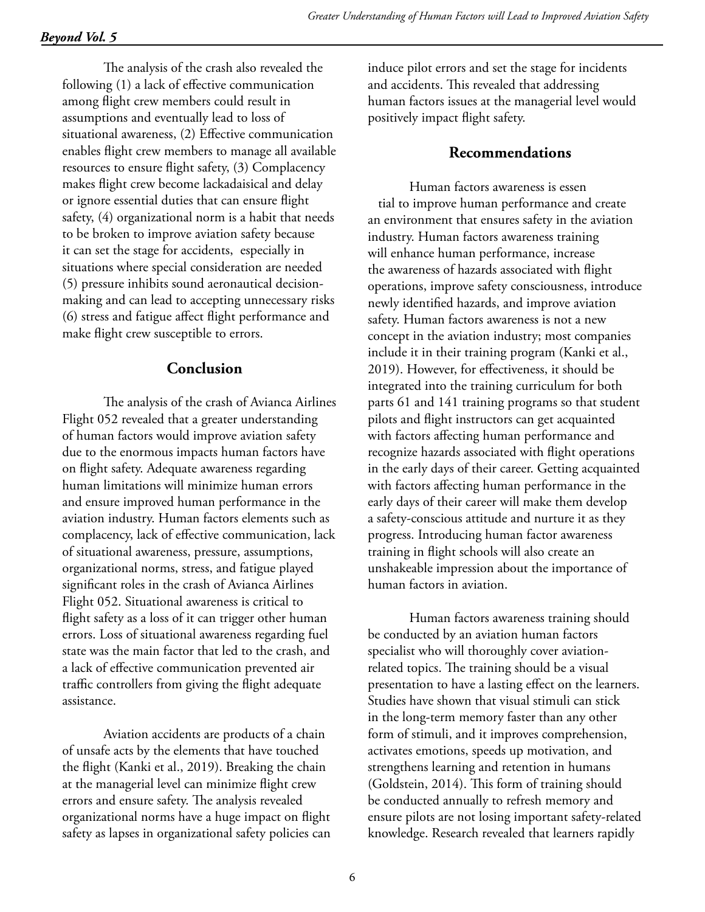The analysis of the crash also revealed the following (1) a lack of effective communication among flight crew members could result in assumptions and eventually lead to loss of situational awareness, (2) Effective communication enables flight crew members to manage all available resources to ensure flight safety, (3) Complacency makes flight crew become lackadaisical and delay or ignore essential duties that can ensure flight safety, (4) organizational norm is a habit that needs to be broken to improve aviation safety because it can set the stage for accidents, especially in situations where special consideration are needed (5) pressure inhibits sound aeronautical decision-making and can lead to accepting unnecessary risks (6) stress and fatigue affect flight performance and make flight crew susceptible to errors.

## Conclusion

The analysis of the crash of Avianca Airlines Flight 052 revealed that a greater understanding of human factors would improve aviation safety due to the enormous impacts human factors have on flight safety. Adequate awareness regarding human limitations will minimize human errors and ensure improved human performance in the aviation industry. Human factors elements such as complacency, lack of effective communication, lack of situational awareness, pressure, assumptions, organizational norms, stress, and fatigue played significant roles in the crash of Avianca Airlines Flight 052. Situational awareness is critical to flight safety as a loss of it can trigger other human errors. Loss of situational awareness regarding fuel state was the main factor that led to the crash, and a lack of effective communication prevented air traffic controllers from giving the flight adequate assistance.

Aviation accidents are products of a chain of unsafe acts by the elements that have touched the flight (Kanki et al., 2019). Breaking the chain at the managerial level can minimize flight crew errors and ensure safety. The analysis revealed organizational norms have a huge impact on flight safety as lapses in organizational safety policies can induce pilot errors and set the stage for incidents and accidents. This revealed that addressing human factors issues at the managerial level would positively impact flight safety.

## Recommendations

Human factors awareness is essential to improve human performance and create an environment that ensures safety in the aviation industry. Human factors awareness training will enhance human performance, increase the awareness of hazards associated with flight operations, improve safety consciousness, introduce newly identified hazards, and improve aviation safety. Human factors awareness is not a new concept in the aviation industry; most companies include it in their training program (Kanki et al., 2019). However, for effectiveness, it should be integrated into the training curriculum for both parts 61 and 141 training programs so that student pilots and flight instructors can get acquainted with factors affecting human performance and recognize hazards associated with flight operations in the early days of their career. Getting acquainted with factors affecting human performance in the early days of their career will make them develop a safety-conscious attitude and nurture it as they progress. Introducing human factor awareness training in flight schools will also create an unshakeable impression about the importance of human factors in aviation.

Human factors awareness training should be conducted by an aviation human factors specialist who will thoroughly cover aviation-related topics. The training should be a visual presentation to have a lasting effect on the learners. Studies have shown that visual stimuli can stick in the long-term memory faster than any other form of stimuli, and it improves comprehension, activates emotions, speeds up motivation, and strengthens learning and retention in humans (Goldstein, 2014). This form of training should be conducted annually to refresh memory and ensure pilots are not losing important safety-related knowledge. Research revealed that learners rapidly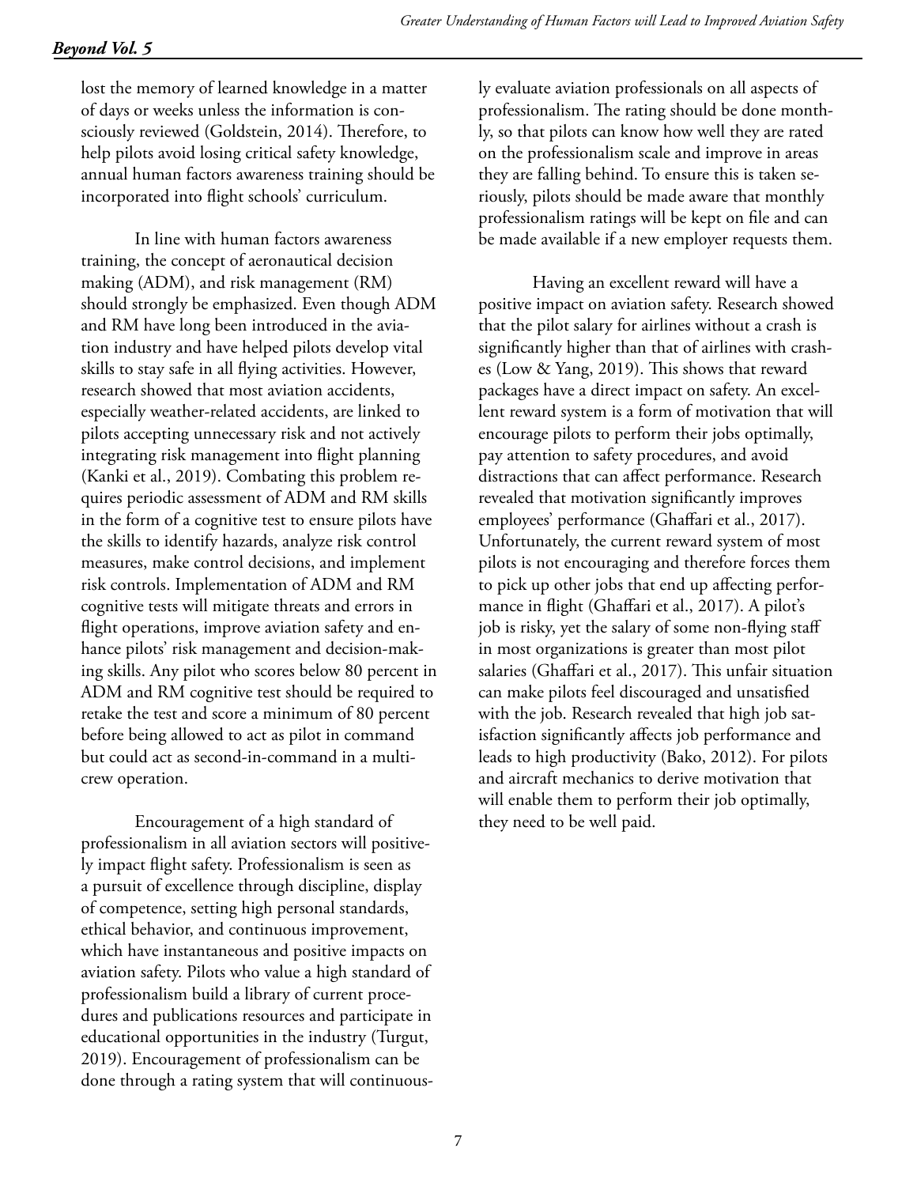lost the memory of learned knowledge in a matter of days or weeks unless the information is consciously reviewed (Goldstein, 2014). Therefore, to help pilots avoid losing critical safety knowledge, annual human factors awareness training should be incorporated into flight schools' curriculum.

In line with human factors awareness training, the concept of aeronautical decision making (ADM), and risk management (RM) should strongly be emphasized. Even though ADM and RM have long been introduced in the aviation industry and have helped pilots develop vital skills to stay safe in all flying activities. However, research showed that most aviation accidents, especially weather-related accidents, are linked to pilots accepting unnecessary risk and not actively integrating risk management into flight planning (Kanki et al., 2019). Combating this problem requires periodic assessment of ADM and RM skills in the form of a cognitive test to ensure pilots have the skills to identify hazards, analyze risk control measures, make control decisions, and implement risk controls. Implementation of ADM and RM cognitive tests will mitigate threats and errors in flight operations, improve aviation safety and enhance pilots' risk management and decision-making skills. Any pilot who scores below 80 percent in ADM and RM cognitive test should be required to retake the test and score a minimum of 80 percent before being allowed to act as pilot in command but could act as second-in-command in a multi-crew operation.

Encouragement of a high standard of professionalism in all aviation sectors will positively impact flight safety. Professionalism is seen as a pursuit of excellence through discipline, display of competence, setting high personal standards, ethical behavior, and continuous improvement, which have instantaneous and positive impacts on aviation safety. Pilots who value a high standard of professionalism build a library of current procedures and publications resources and participate in educational opportunities in the industry (Turgut, 2019). Encouragement of professionalism can be done through a rating system that will continuously evaluate aviation professionals on all aspects of professionalism. The rating should be done monthly, so that pilots can know how well they are rated on the professionalism scale and improve in areas they are falling behind. To ensure this is taken seriously, pilots should be made aware that monthly professionalism ratings will be kept on file and can be made available if a new employer requests them.

Having an excellent reward will have a positive impact on aviation safety. Research showed that the pilot salary for airlines without a crash is significantly higher than that of airlines with crashes (Low & Yang, 2019). This shows that reward packages have a direct impact on safety. An excellent reward system is a form of motivation that will encourage pilots to perform their jobs optimally, pay attention to safety procedures, and avoid distractions that can affect performance. Research revealed that motivation significantly improves employees' performance (Ghaffari et al., 2017). Unfortunately, the current reward system of most pilots is not encouraging and therefore forces them to pick up other jobs that end up affecting performance in flight (Ghaffari et al., 2017). A pilot's job is risky, yet the salary of some non-flying staff in most organizations is greater than most pilot salaries (Ghaffari et al., 2017). This unfair situation can make pilots feel discouraged and unsatisfied with the job. Research revealed that high job satisfaction significantly affects job performance and leads to high productivity (Bako, 2012). For pilots and aircraft mechanics to derive motivation that will enable them to perform their job optimally, they need to be well paid.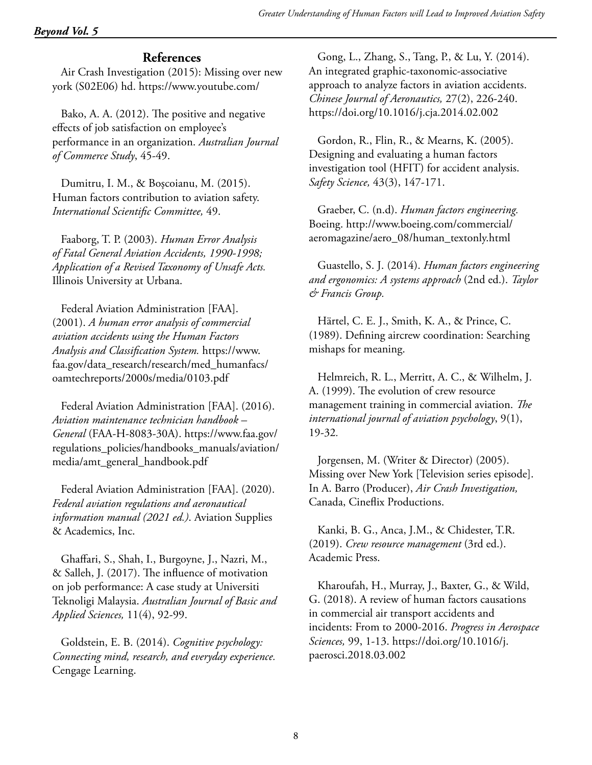## References

Air Crash Investigation (2015): Missing over new york (S02E06) hd. https://www.youtube.com/

Bako, A. A. (2012). The positive and negative effects of job satisfaction on employee's performance in an organization. *Australian Journal of Commerce Study*, 45-49.

Dumitru, I. M., & Boşcoianu, M. (2015). Human factors contribution to aviation safety. *International Scientific Committee,* 49.

Faaborg, T. P. (2003). *Human Error Analysis of Fatal General Aviation Accidents, 1990-1998; Application of a Revised Taxonomy of Unsafe Acts.* Illinois University at Urbana.

Federal Aviation Administration [FAA]. (2001). *A human error analysis of commercial aviation accidents using the Human Factors Analysis and Classification System.* https://www.faa.gov/data_research/research/med_humanfacs/oamtechreports/2000s/media/0103.pdf

Federal Aviation Administration [FAA]. (2016). *Aviation maintenance technician handbook – General* (FAA-H-8083-30A). https://www.faa.gov/regulations_policies/handbooks_manuals/aviation/media/amt_general_handbook.pdf

Federal Aviation Administration [FAA]. (2020). *Federal aviation regulations and aeronautical information manual (2021 ed.)*. Aviation Supplies & Academics, Inc.

Ghaffari, S., Shah, I., Burgoyne, J., Nazri, M., & Salleh, J. (2017). The influence of motivation on job performance: A case study at Universiti Teknoligi Malaysia. *Australian Journal of Basic and Applied Sciences,* 11(4), 92-99.

Goldstein, E. B. (2014). *Cognitive psychology: Connecting mind, research, and everyday experience.* Cengage Learning.

Gong, L., Zhang, S., Tang, P., & Lu, Y. (2014). An integrated graphic-taxonomic-associative approach to analyze factors in aviation accidents. *Chinese Journal of Aeronautics,* 27(2), 226-240. https://doi.org/10.1016/j.cja.2014.02.002

Gordon, R., Flin, R., & Mearns, K. (2005). Designing and evaluating a human factors investigation tool (HFIT) for accident analysis. *Safety Science,* 43(3), 147-171.

Graeber, C. (n.d). *Human factors engineering.* Boeing. http://www.boeing.com/commercial/aeromagazine/aero_08/human_textonly.html

Guastello, S. J. (2014). *Human factors engineering and ergonomics: A systems approach* (2nd ed.). *Taylor & Francis Group.*

Härtel, C. E. J., Smith, K. A., & Prince, C. (1989). Defining aircrew coordination: Searching mishaps for meaning.

Helmreich, R. L., Merritt, A. C., & Wilhelm, J. A. (1999). The evolution of crew resource management training in commercial aviation. *The international journal of aviation psychology*, 9(1), 19-32*.*

Jorgensen, M. (Writer & Director) (2005). Missing over New York [Television series episode]. In A. Barro (Producer), *Air Crash Investigation,* Canada, Cineflix Productions.

Kanki, B. G., Anca, J.M., & Chidester, T.R. (2019). *Crew resource management* (3rd ed.). Academic Press.

Kharoufah, H., Murray, J., Baxter, G., & Wild, G. (2018). A review of human factors causations in commercial air transport accidents and incidents: From to 2000-2016. *Progress in Aerospace Sciences,* 99, 1-13. https://doi.org/10.1016/j.paerosci.2018.03.002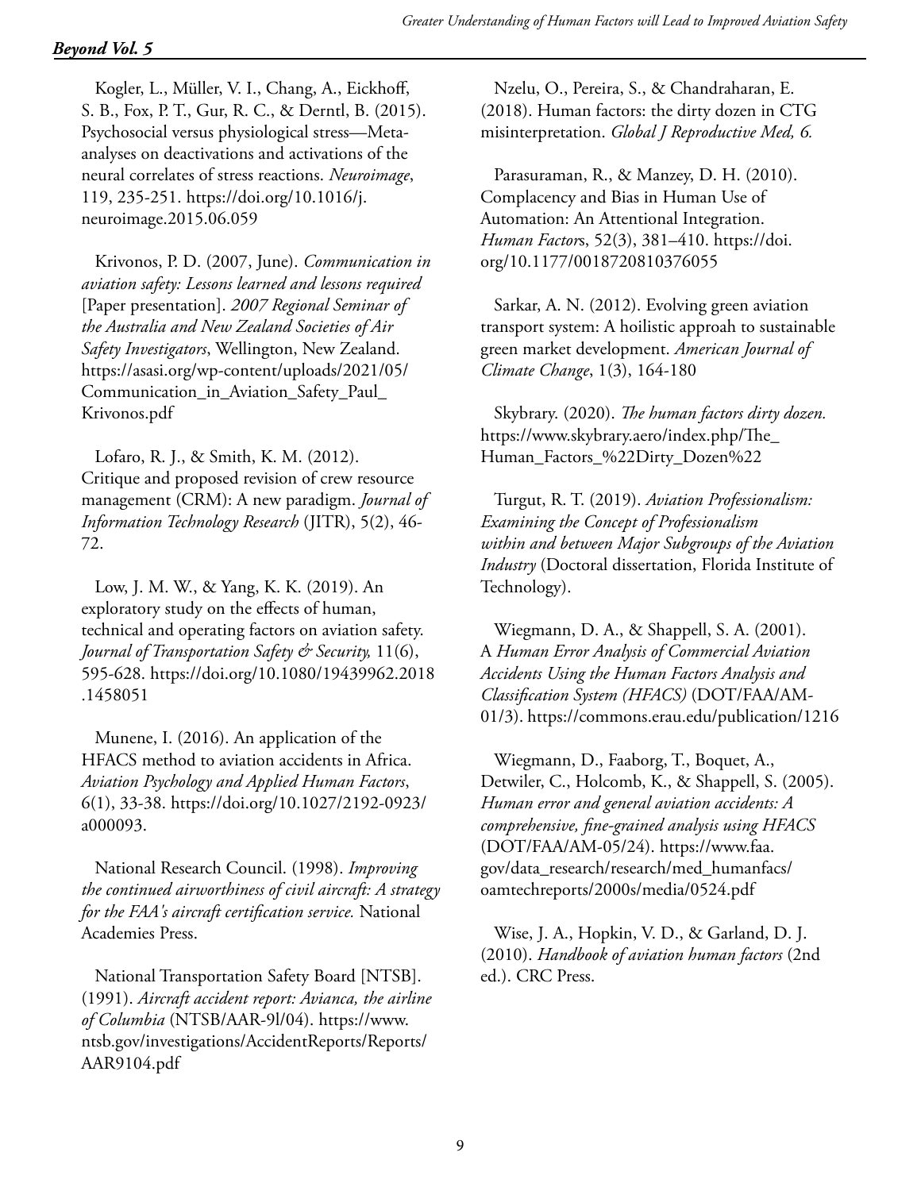Kogler, L., Müller, V. I., Chang, A., Eickhoff, S. B., Fox, P. T., Gur, R. C., & Derntl, B. (2015). Psychosocial versus physiological stress—Meta-analyses on deactivations and activations of the neural correlates of stress reactions. *Neuroimage*, 119, 235-251. https://doi.org/10.1016/j.neuroimage.2015.06.059

Krivonos, P. D. (2007, June). *Communication in aviation safety: Lessons learned and lessons required* [Paper presentation]. *2007 Regional Seminar of the Australia and New Zealand Societies of Air Safety Investigators*, Wellington, New Zealand. https://asasi.org/wp-content/uploads/2021/05/Communication_in_Aviation_Safety_Paul_Krivonos.pdf

Lofaro, R. J., & Smith, K. M. (2012). Critique and proposed revision of crew resource management (CRM): A new paradigm. *Journal of Information Technology Research* (JITR), 5(2), 46-72.

Low, J. M. W., & Yang, K. K. (2019). An exploratory study on the effects of human, technical and operating factors on aviation safety. *Journal of Transportation Safety & Security,* 11(6), 595-628. https://doi.org/10.1080/19439962.2018.1458051

Munene, I. (2016). An application of the HFACS method to aviation accidents in Africa. *Aviation Psychology and Applied Human Factors*, 6(1), 33-38. https://doi.org/10.1027/2192-0923/a000093.

National Research Council. (1998). *Improving the continued airworthiness of civil aircraft: A strategy for the FAA's aircraft certification service.* National Academies Press.

National Transportation Safety Board [NTSB]. (1991). *Aircraft accident report: Avianca, the airline of Columbia* (NTSB/AAR-9l/04). https://www.ntsb.gov/investigations/AccidentReports/Reports/AAR9104.pdf

Nzelu, O., Pereira, S., & Chandraharan, E. (2018). Human factors: the dirty dozen in CTG misinterpretation. *Global J Reproductive Med, 6.*

Parasuraman, R., & Manzey, D. H. (2010). Complacency and Bias in Human Use of Automation: An Attentional Integration. *Human Factor*s, 52(3), 381–410. https://doi.org/10.1177/0018720810376055

Sarkar, A. N. (2012). Evolving green aviation transport system: A hoilistic approah to sustainable green market development. *American Journal of Climate Change*, 1(3), 164-180

Skybrary. (2020). *The human factors dirty dozen.* https://www.skybrary.aero/index.php/The_Human_Factors_%22Dirty_Dozen%22

Turgut, R. T. (2019). *Aviation Professionalism: Examining the Concept of Professionalism within and between Major Subgroups of the Aviation Industry* (Doctoral dissertation, Florida Institute of Technology).

Wiegmann, D. A., & Shappell, S. A. (2001). A *Human Error Analysis of Commercial Aviation Accidents Using the Human Factors Analysis and Classification System (HFACS)* (DOT/FAA/AM-01/3). https://commons.erau.edu/publication/1216

Wiegmann, D., Faaborg, T., Boquet, A., Detwiler, C., Holcomb, K., & Shappell, S. (2005). *Human error and general aviation accidents: A comprehensive, fine-grained analysis using HFACS* (DOT/FAA/AM-05/24). https://www.faa.gov/data_research/research/med_humanfacs/oamtechreports/2000s/media/0524.pdf

Wise, J. A., Hopkin, V. D., & Garland, D. J. (2010). *Handbook of aviation human factors* (2nd ed.). CRC Press.